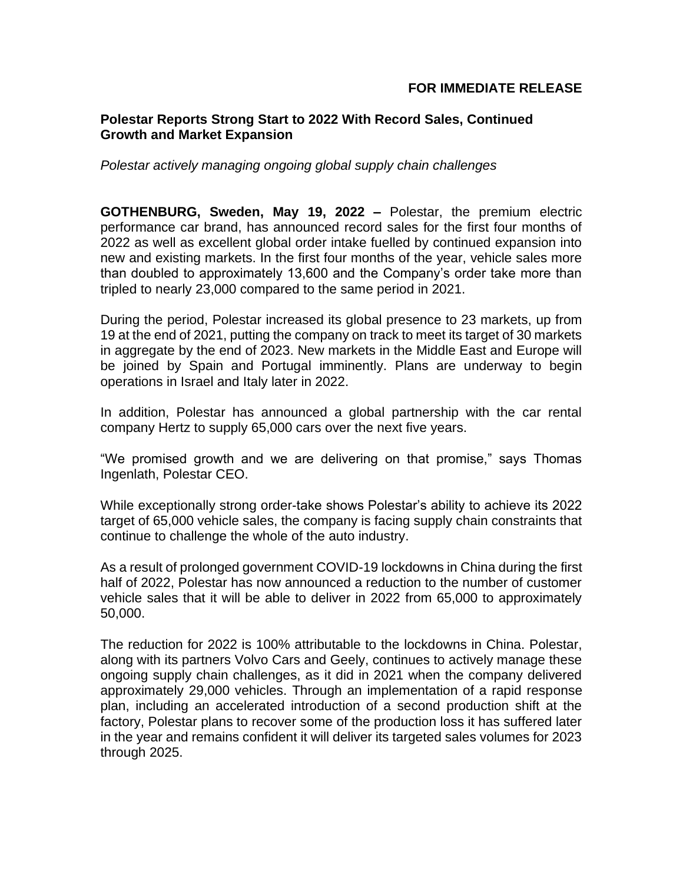**FOR IMMEDIATE RELEASE**

# Polestar Reports Strong Start to 2022 With Record Sales, Continued Growth and Market Expansion

*Polestar actively managing ongoing global supply chain challenges*

**GOTHENBURG, Sweden, May 19, 2022 –** Polestar, the premium electric performance car brand, has announced record sales for the first four months of 2022 as well as excellent global order intake fuelled by continued expansion into new and existing markets. In the first four months of the year, vehicle sales more than doubled to approximately 13,600 and the Company's order take more than tripled to nearly 23,000 compared to the same period in 2021.

During the period, Polestar increased its global presence to 23 markets, up from 19 at the end of 2021, putting the company on track to meet its target of 30 markets in aggregate by the end of 2023. New markets in the Middle East and Europe will be joined by Spain and Portugal imminently. Plans are underway to begin operations in Israel and Italy later in 2022.

In addition, Polestar has announced a global partnership with the car rental company Hertz to supply 65,000 cars over the next five years.

"We promised growth and we are delivering on that promise," says Thomas Ingenlath, Polestar CEO.

While exceptionally strong order-take shows Polestar's ability to achieve its 2022 target of 65,000 vehicle sales, the company is facing supply chain constraints that continue to challenge the whole of the auto industry.

As a result of prolonged government COVID-19 lockdowns in China during the first half of 2022, Polestar has now announced a reduction to the number of customer vehicle sales that it will be able to deliver in 2022 from 65,000 to approximately 50,000.

The reduction for 2022 is 100% attributable to the lockdowns in China. Polestar, along with its partners Volvo Cars and Geely, continues to actively manage these ongoing supply chain challenges, as it did in 2021 when the company delivered approximately 29,000 vehicles. Through an implementation of a rapid response plan, including an accelerated introduction of a second production shift at the factory, Polestar plans to recover some of the production loss it has suffered later in the year and remains confident it will deliver its targeted sales volumes for 2023 through 2025.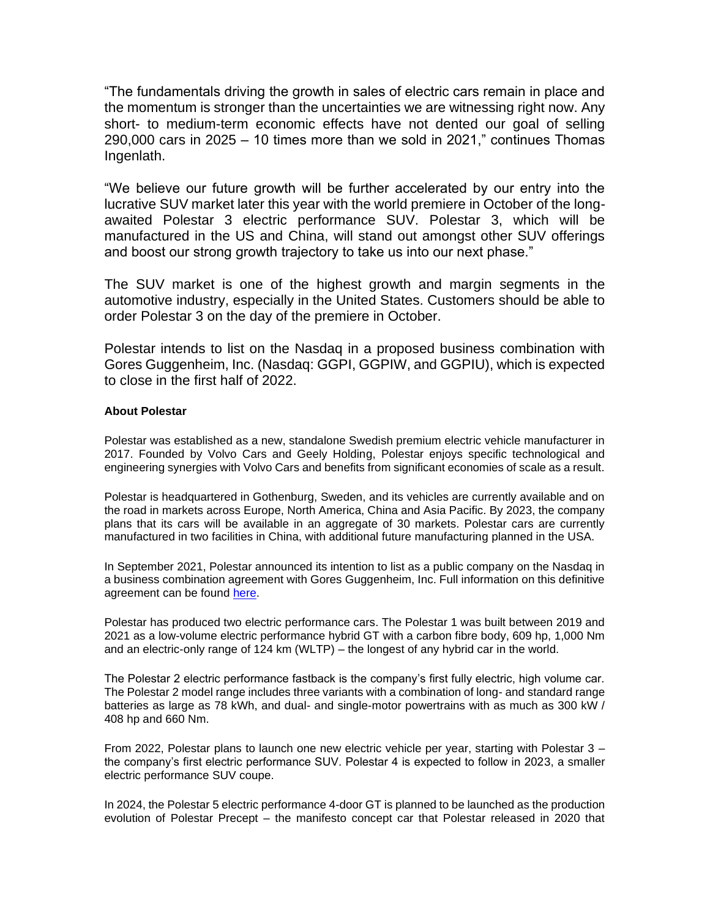"The fundamentals driving the growth in sales of electric cars remain in place and the momentum is stronger than the uncertainties we are witnessing right now. Any short- to medium-term economic effects have not dented our goal of selling 290,000 cars in 2025 – 10 times more than we sold in 2021," continues Thomas Ingenlath.

"We believe our future growth will be further accelerated by our entry into the lucrative SUV market later this year with the world premiere in October of the long-awaited Polestar 3 electric performance SUV. Polestar 3, which will be manufactured in the US and China, will stand out amongst other SUV offerings and boost our strong growth trajectory to take us into our next phase."

The SUV market is one of the highest growth and margin segments in the automotive industry, especially in the United States. Customers should be able to order Polestar 3 on the day of the premiere in October.

Polestar intends to list on the Nasdaq in a proposed business combination with Gores Guggenheim, Inc. (Nasdaq: GGPI, GGPIW, and GGPIU), which is expected to close in the first half of 2022.

**About Polestar**

Polestar was established as a new, standalone Swedish premium electric vehicle manufacturer in 2017. Founded by Volvo Cars and Geely Holding, Polestar enjoys specific technological and engineering synergies with Volvo Cars and benefits from significant economies of scale as a result.

Polestar is headquartered in Gothenburg, Sweden, and its vehicles are currently available and on the road in markets across Europe, North America, China and Asia Pacific. By 2023, the company plans that its cars will be available in an aggregate of 30 markets. Polestar cars are currently manufactured in two facilities in China, with additional future manufacturing planned in the USA.

In September 2021, Polestar announced its intention to list as a public company on the Nasdaq in a business combination agreement with Gores Guggenheim, Inc. Full information on this definitive agreement can be found here.

Polestar has produced two electric performance cars. The Polestar 1 was built between 2019 and 2021 as a low-volume electric performance hybrid GT with a carbon fibre body, 609 hp, 1,000 Nm and an electric-only range of 124 km (WLTP) – the longest of any hybrid car in the world.

The Polestar 2 electric performance fastback is the company's first fully electric, high volume car. The Polestar 2 model range includes three variants with a combination of long- and standard range batteries as large as 78 kWh, and dual- and single-motor powertrains with as much as 300 kW / 408 hp and 660 Nm.

From 2022, Polestar plans to launch one new electric vehicle per year, starting with Polestar 3 – the company's first electric performance SUV. Polestar 4 is expected to follow in 2023, a smaller electric performance SUV coupe.

In 2024, the Polestar 5 electric performance 4-door GT is planned to be launched as the production evolution of Polestar Precept – the manifesto concept car that Polestar released in 2020 that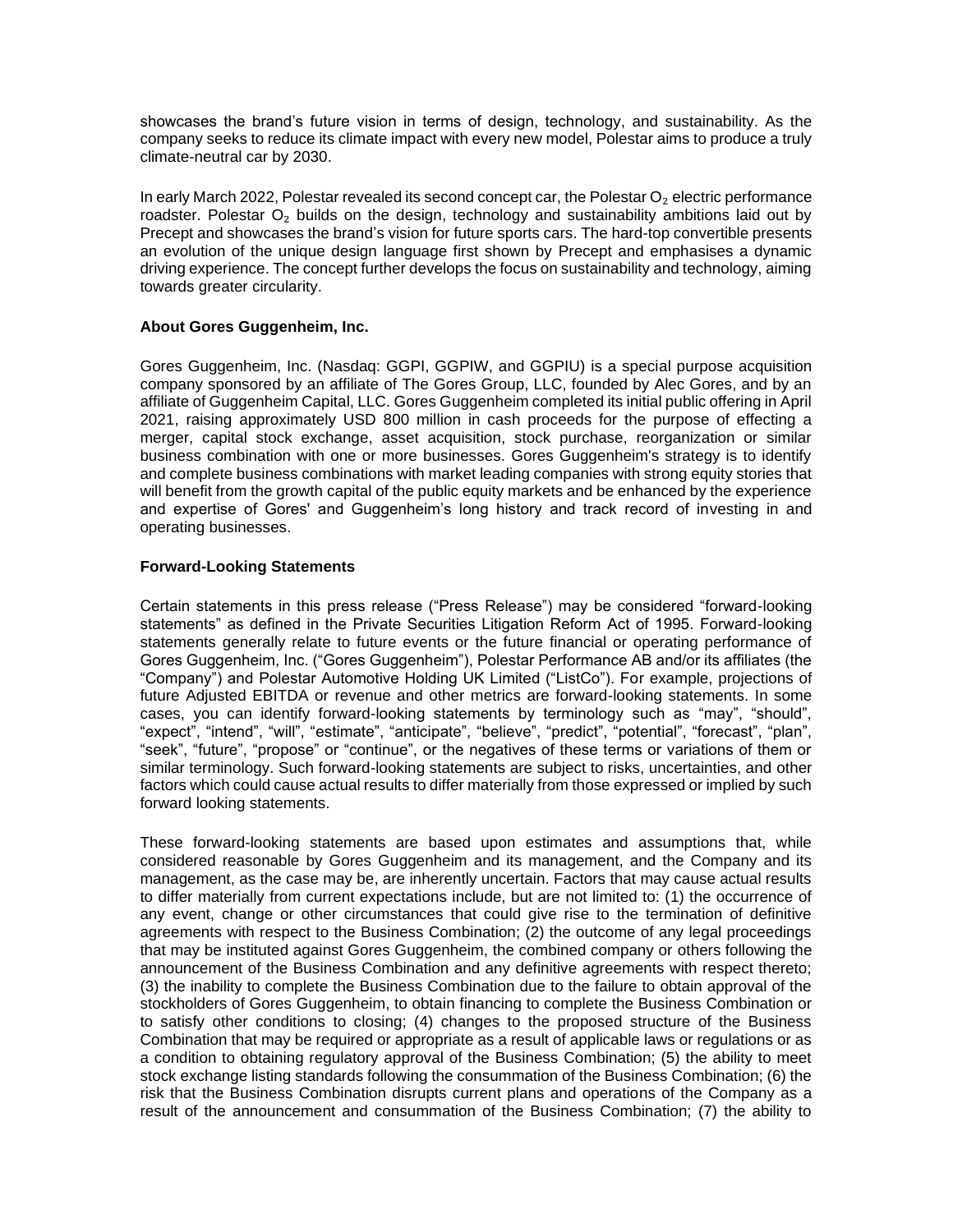showcases the brand's future vision in terms of design, technology, and sustainability. As the company seeks to reduce its climate impact with every new model, Polestar aims to produce a truly climate-neutral car by 2030.

In early March 2022, Polestar revealed its second concept car, the Polestar $O_2$ electric performance roadster. Polestar $O_2$ builds on the design, technology and sustainability ambitions laid out by Precept and showcases the brand's vision for future sports cars. The hard-top convertible presents an evolution of the unique design language first shown by Precept and emphasises a dynamic driving experience. The concept further develops the focus on sustainability and technology, aiming towards greater circularity.

**About Gores Guggenheim, Inc.**

Gores Guggenheim, Inc. (Nasdaq: GGPI, GGPIW, and GGPIU) is a special purpose acquisition company sponsored by an affiliate of The Gores Group, LLC, founded by Alec Gores, and by an affiliate of Guggenheim Capital, LLC. Gores Guggenheim completed its initial public offering in April 2021, raising approximately USD 800 million in cash proceeds for the purpose of effecting a merger, capital stock exchange, asset acquisition, stock purchase, reorganization or similar business combination with one or more businesses. Gores Guggenheim's strategy is to identify and complete business combinations with market leading companies with strong equity stories that will benefit from the growth capital of the public equity markets and be enhanced by the experience and expertise of Gores' and Guggenheim's long history and track record of investing in and operating businesses.

**Forward-Looking Statements**

Certain statements in this press release ("Press Release") may be considered "forward-looking statements" as defined in the Private Securities Litigation Reform Act of 1995. Forward-looking statements generally relate to future events or the future financial or operating performance of Gores Guggenheim, Inc. ("Gores Guggenheim"), Polestar Performance AB and/or its affiliates (the "Company") and Polestar Automotive Holding UK Limited ("ListCo"). For example, projections of future Adjusted EBITDA or revenue and other metrics are forward-looking statements. In some cases, you can identify forward-looking statements by terminology such as "may", "should", "expect", "intend", "will", "estimate", "anticipate", "believe", "predict", "potential", "forecast", "plan", "seek", "future", "propose" or "continue", or the negatives of these terms or variations of them or similar terminology. Such forward-looking statements are subject to risks, uncertainties, and other factors which could cause actual results to differ materially from those expressed or implied by such forward looking statements.

These forward-looking statements are based upon estimates and assumptions that, while considered reasonable by Gores Guggenheim and its management, and the Company and its management, as the case may be, are inherently uncertain. Factors that may cause actual results to differ materially from current expectations include, but are not limited to: (1) the occurrence of any event, change or other circumstances that could give rise to the termination of definitive agreements with respect to the Business Combination; (2) the outcome of any legal proceedings that may be instituted against Gores Guggenheim, the combined company or others following the announcement of the Business Combination and any definitive agreements with respect thereto; (3) the inability to complete the Business Combination due to the failure to obtain approval of the stockholders of Gores Guggenheim, to obtain financing to complete the Business Combination or to satisfy other conditions to closing; (4) changes to the proposed structure of the Business Combination that may be required or appropriate as a result of applicable laws or regulations or as a condition to obtaining regulatory approval of the Business Combination; (5) the ability to meet stock exchange listing standards following the consummation of the Business Combination; (6) the risk that the Business Combination disrupts current plans and operations of the Company as a result of the announcement and consummation of the Business Combination; (7) the ability to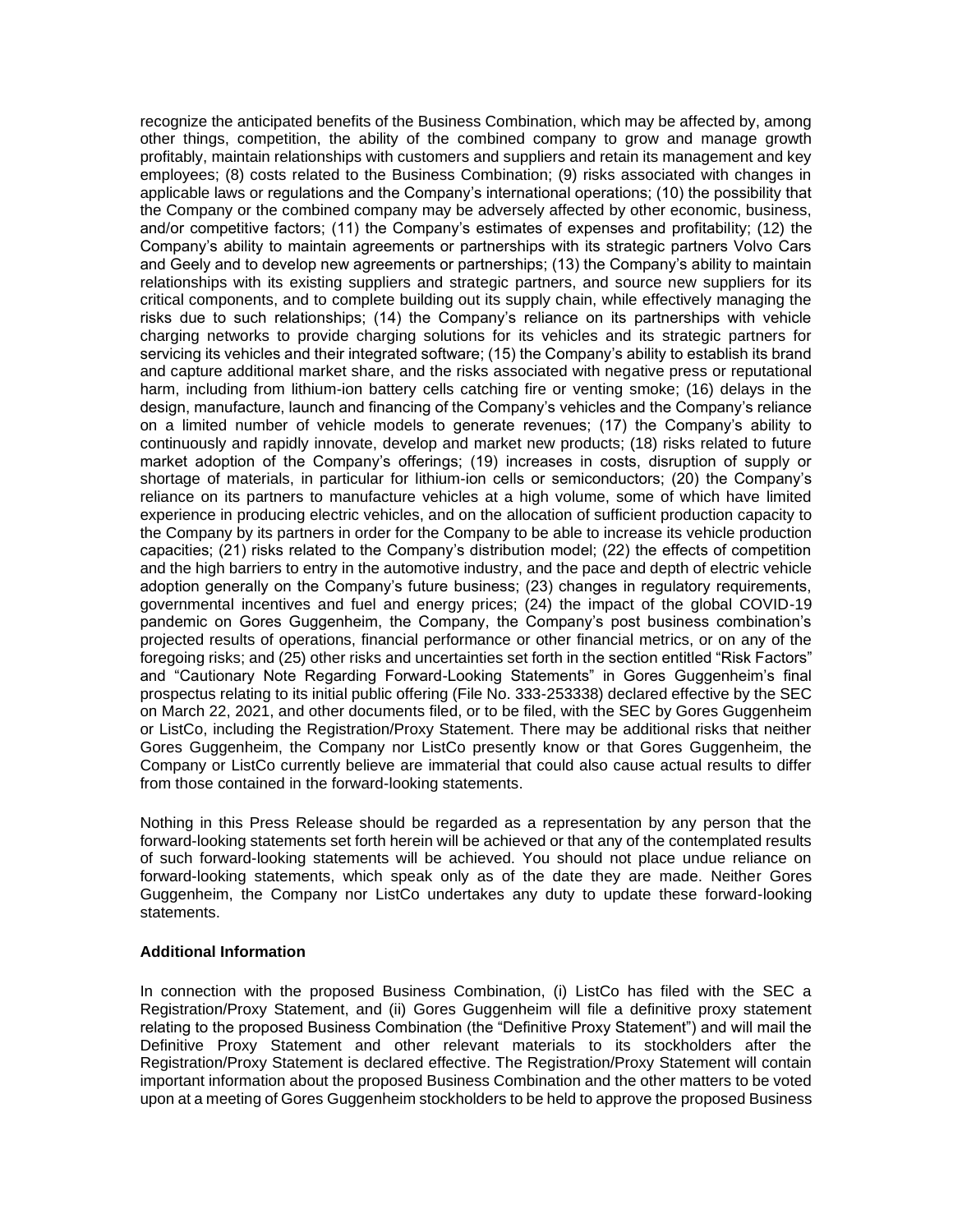recognize the anticipated benefits of the Business Combination, which may be affected by, among other things, competition, the ability of the combined company to grow and manage growth profitably, maintain relationships with customers and suppliers and retain its management and key employees; (8) costs related to the Business Combination; (9) risks associated with changes in applicable laws or regulations and the Company's international operations; (10) the possibility that the Company or the combined company may be adversely affected by other economic, business, and/or competitive factors; (11) the Company's estimates of expenses and profitability; (12) the Company's ability to maintain agreements or partnerships with its strategic partners Volvo Cars and Geely and to develop new agreements or partnerships; (13) the Company's ability to maintain relationships with its existing suppliers and strategic partners, and source new suppliers for its critical components, and to complete building out its supply chain, while effectively managing the risks due to such relationships; (14) the Company's reliance on its partnerships with vehicle charging networks to provide charging solutions for its vehicles and its strategic partners for servicing its vehicles and their integrated software; (15) the Company's ability to establish its brand and capture additional market share, and the risks associated with negative press or reputational harm, including from lithium-ion battery cells catching fire or venting smoke; (16) delays in the design, manufacture, launch and financing of the Company's vehicles and the Company's reliance on a limited number of vehicle models to generate revenues; (17) the Company's ability to continuously and rapidly innovate, develop and market new products; (18) risks related to future market adoption of the Company's offerings; (19) increases in costs, disruption of supply or shortage of materials, in particular for lithium-ion cells or semiconductors; (20) the Company's reliance on its partners to manufacture vehicles at a high volume, some of which have limited experience in producing electric vehicles, and on the allocation of sufficient production capacity to the Company by its partners in order for the Company to be able to increase its vehicle production capacities; (21) risks related to the Company's distribution model; (22) the effects of competition and the high barriers to entry in the automotive industry, and the pace and depth of electric vehicle adoption generally on the Company's future business; (23) changes in regulatory requirements, governmental incentives and fuel and energy prices; (24) the impact of the global COVID-19 pandemic on Gores Guggenheim, the Company, the Company's post business combination's projected results of operations, financial performance or other financial metrics, or on any of the foregoing risks; and (25) other risks and uncertainties set forth in the section entitled "Risk Factors" and "Cautionary Note Regarding Forward-Looking Statements" in Gores Guggenheim's final prospectus relating to its initial public offering (File No. 333-253338) declared effective by the SEC on March 22, 2021, and other documents filed, or to be filed, with the SEC by Gores Guggenheim or ListCo, including the Registration/Proxy Statement. There may be additional risks that neither Gores Guggenheim, the Company nor ListCo presently know or that Gores Guggenheim, the Company or ListCo currently believe are immaterial that could also cause actual results to differ from those contained in the forward-looking statements.

Nothing in this Press Release should be regarded as a representation by any person that the forward-looking statements set forth herein will be achieved or that any of the contemplated results of such forward-looking statements will be achieved. You should not place undue reliance on forward-looking statements, which speak only as of the date they are made. Neither Gores Guggenheim, the Company nor ListCo undertakes any duty to update these forward-looking statements.

**Additional Information**

In connection with the proposed Business Combination, (i) ListCo has filed with the SEC a Registration/Proxy Statement, and (ii) Gores Guggenheim will file a definitive proxy statement relating to the proposed Business Combination (the "Definitive Proxy Statement") and will mail the Definitive Proxy Statement and other relevant materials to its stockholders after the Registration/Proxy Statement is declared effective. The Registration/Proxy Statement will contain important information about the proposed Business Combination and the other matters to be voted upon at a meeting of Gores Guggenheim stockholders to be held to approve the proposed Business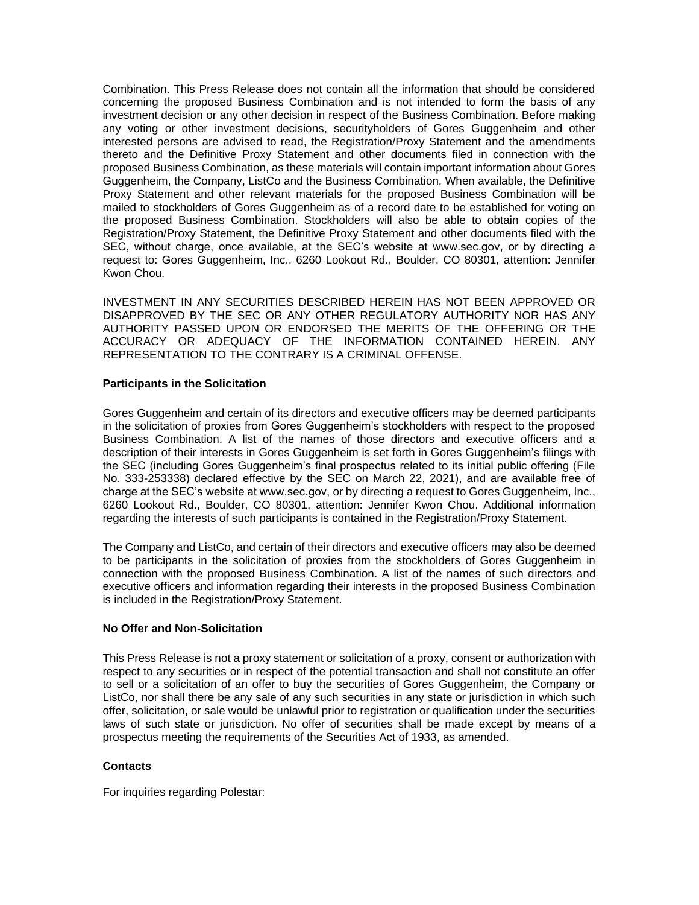Combination. This Press Release does not contain all the information that should be considered concerning the proposed Business Combination and is not intended to form the basis of any investment decision or any other decision in respect of the Business Combination. Before making any voting or other investment decisions, securityholders of Gores Guggenheim and other interested persons are advised to read, the Registration/Proxy Statement and the amendments thereto and the Definitive Proxy Statement and other documents filed in connection with the proposed Business Combination, as these materials will contain important information about Gores Guggenheim, the Company, ListCo and the Business Combination. When available, the Definitive Proxy Statement and other relevant materials for the proposed Business Combination will be mailed to stockholders of Gores Guggenheim as of a record date to be established for voting on the proposed Business Combination. Stockholders will also be able to obtain copies of the Registration/Proxy Statement, the Definitive Proxy Statement and other documents filed with the SEC, without charge, once available, at the SEC's website at www.sec.gov, or by directing a request to: Gores Guggenheim, Inc., 6260 Lookout Rd., Boulder, CO 80301, attention: Jennifer Kwon Chou.

INVESTMENT IN ANY SECURITIES DESCRIBED HEREIN HAS NOT BEEN APPROVED OR DISAPPROVED BY THE SEC OR ANY OTHER REGULATORY AUTHORITY NOR HAS ANY AUTHORITY PASSED UPON OR ENDORSED THE MERITS OF THE OFFERING OR THE ACCURACY OR ADEQUACY OF THE INFORMATION CONTAINED HEREIN. ANY REPRESENTATION TO THE CONTRARY IS A CRIMINAL OFFENSE.

**Participants in the Solicitation**

Gores Guggenheim and certain of its directors and executive officers may be deemed participants in the solicitation of proxies from Gores Guggenheim's stockholders with respect to the proposed Business Combination. A list of the names of those directors and executive officers and a description of their interests in Gores Guggenheim is set forth in Gores Guggenheim's filings with the SEC (including Gores Guggenheim's final prospectus related to its initial public offering (File No. 333-253338) declared effective by the SEC on March 22, 2021), and are available free of charge at the SEC's website at www.sec.gov, or by directing a request to Gores Guggenheim, Inc., 6260 Lookout Rd., Boulder, CO 80301, attention: Jennifer Kwon Chou. Additional information regarding the interests of such participants is contained in the Registration/Proxy Statement.

The Company and ListCo, and certain of their directors and executive officers may also be deemed to be participants in the solicitation of proxies from the stockholders of Gores Guggenheim in connection with the proposed Business Combination. A list of the names of such directors and executive officers and information regarding their interests in the proposed Business Combination is included in the Registration/Proxy Statement.

**No Offer and Non-Solicitation**

This Press Release is not a proxy statement or solicitation of a proxy, consent or authorization with respect to any securities or in respect of the potential transaction and shall not constitute an offer to sell or a solicitation of an offer to buy the securities of Gores Guggenheim, the Company or ListCo, nor shall there be any sale of any such securities in any state or jurisdiction in which such offer, solicitation, or sale would be unlawful prior to registration or qualification under the securities laws of such state or jurisdiction. No offer of securities shall be made except by means of a prospectus meeting the requirements of the Securities Act of 1933, as amended.

**Contacts**

For inquiries regarding Polestar: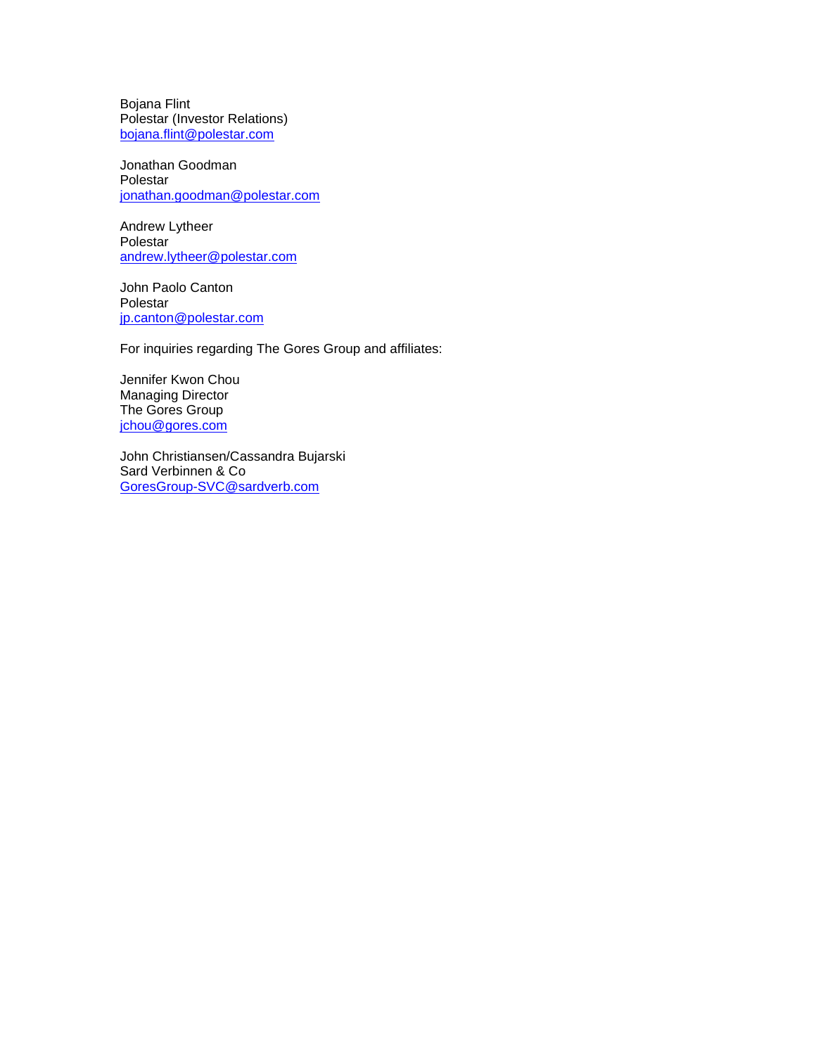Bojana Flint
Polestar (Investor Relations)
bojana.flint@polestar.com

Jonathan Goodman
Polestar
jonathan.goodman@polestar.com

Andrew Lytheer
Polestar
andrew.lytheer@polestar.com

John Paolo Canton
Polestar
jp.canton@polestar.com

For inquiries regarding The Gores Group and affiliates:

Jennifer Kwon Chou
Managing Director
The Gores Group
jchou@gores.com

John Christiansen/Cassandra Bujarski
Sard Verbinnen & Co
GoresGroup-SVC@sardverb.com